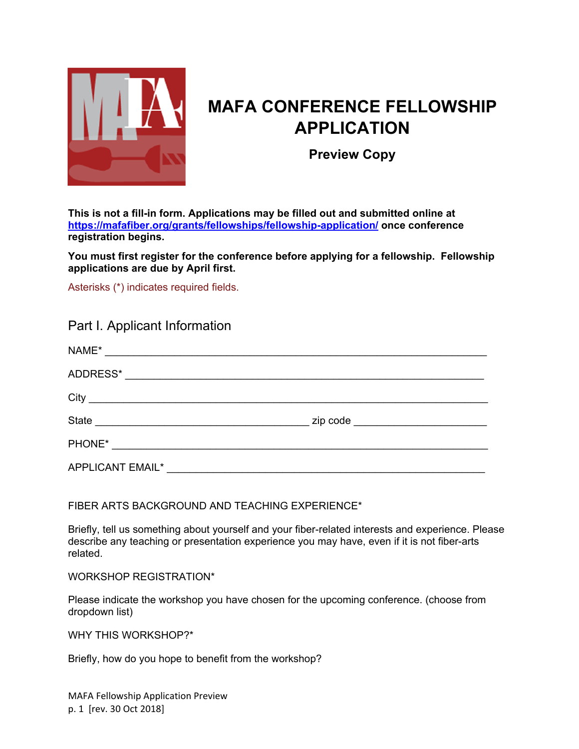# MAFA CONFERENCE FELLOWSHIP APPLICATION

### Preview Copy

**This is not a fill-in form. Applications may be filled out and submitted online at [https://mafafiber.org/grants/fellowships/fellowship-application/](https://mafafiber.org/grants/fellowships/fellowship-application/) once conference registration begins.**

**You must first register for the conference before applying for a fellowship. Fellowship applications are due by April first.**

Asterisks (*) indicates required fields.

## Part I. Applicant Information

NAME* ______________________________________________________________

ADDRESS* ___________________________________________________________

City _______________________________________________________________

State ____________________________________ zip code ____________________

PHONE* _____________________________________________________________

APPLICANT EMAIL* ____________________________________________________

FIBER ARTS BACKGROUND AND TEACHING EXPERIENCE*

Briefly, tell us something about yourself and your fiber-related interests and experience. Please describe any teaching or presentation experience you may have, even if it is not fiber-arts related.

WORKSHOP REGISTRATION*

Please indicate the workshop you have chosen for the upcoming conference. (choose from dropdown list)

WHY THIS WORKSHOP?*

Briefly, how do you hope to benefit from the workshop?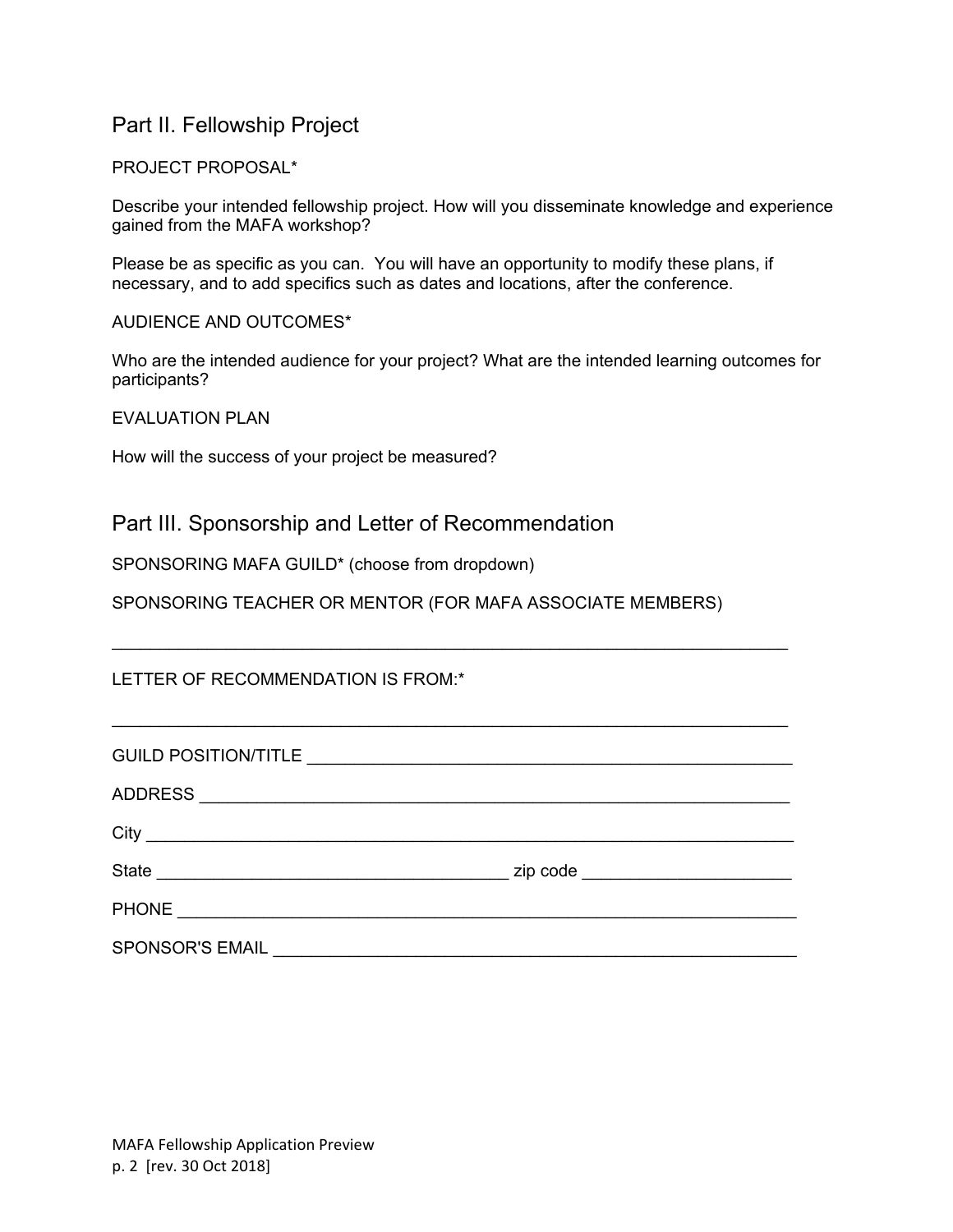## Part II. Fellowship Project

PROJECT PROPOSAL*

Describe your intended fellowship project. How will you disseminate knowledge and experience gained from the MAFA workshop?

Please be as specific as you can. You will have an opportunity to modify these plans, if necessary, and to add specifics such as dates and locations, after the conference.

AUDIENCE AND OUTCOMES*

Who are the intended audience for your project? What are the intended learning outcomes for participants?

EVALUATION PLAN

How will the success of your project be measured?

## Part III. Sponsorship and Letter of Recommendation

SPONSORING MAFA GUILD* (choose from dropdown)

SPONSORING TEACHER OR MENTOR (FOR MAFA ASSOCIATE MEMBERS)

___________________________________________________________________________

LETTER OF RECOMMENDATION IS FROM:*

___________________________________________________________________________

GUILD POSITION/TITLE ______________________________________________________

ADDRESS _________________________________________________________________

City _____________________________________________________________________

State ___________________________________ zip code _____________________

PHONE ___________________________________________________________________

SPONSOR'S EMAIL __________________________________________________________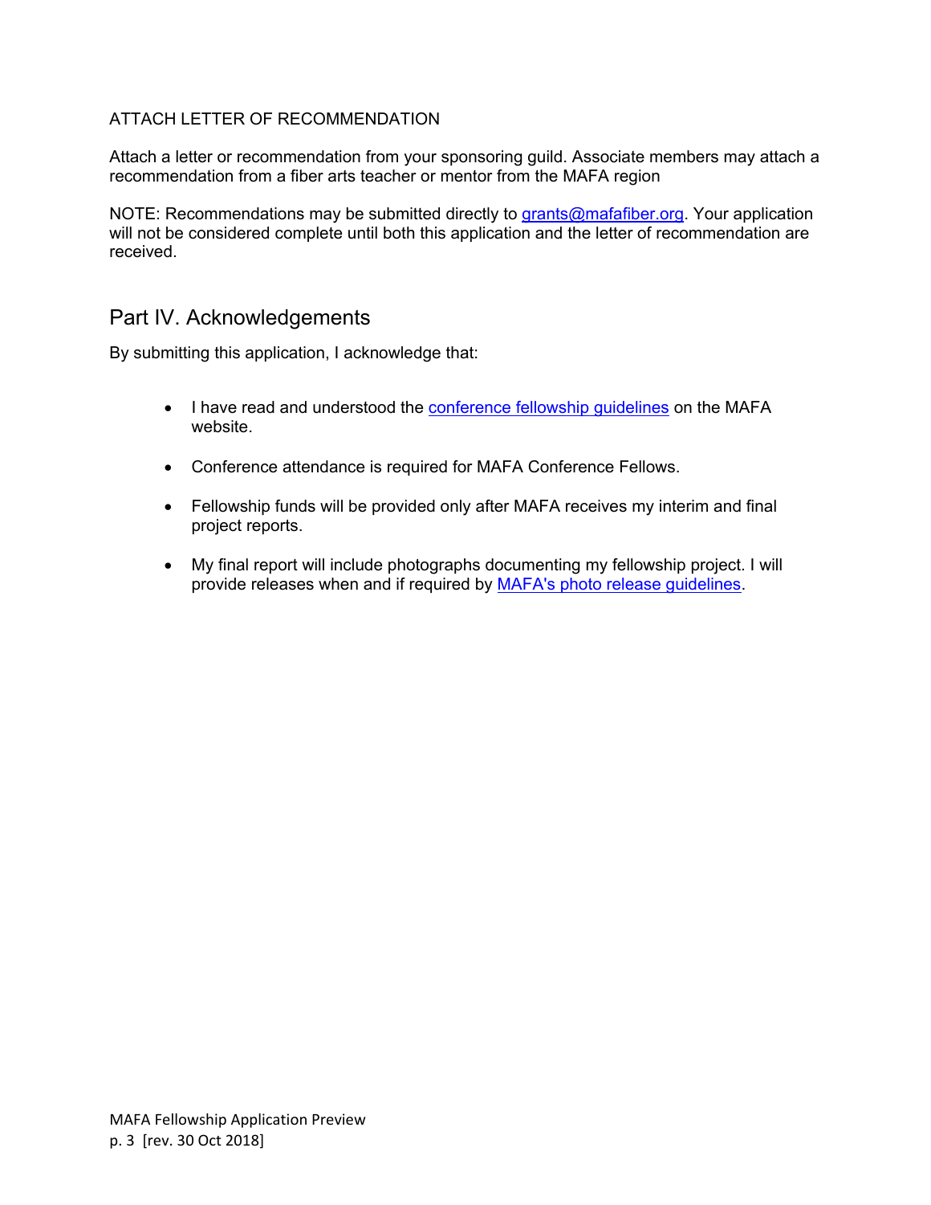ATTACH LETTER OF RECOMMENDATION

Attach a letter or recommendation from your sponsoring guild. Associate members may attach a recommendation from a fiber arts teacher or mentor from the MAFA region

NOTE: Recommendations may be submitted directly to grants@mafafiber.org. Your application will not be considered complete until both this application and the letter of recommendation are received.

## Part IV. Acknowledgements

By submitting this application, I acknowledge that:

- I have read and understood the conference fellowship guidelines on the MAFA website.
- Conference attendance is required for MAFA Conference Fellows.
- Fellowship funds will be provided only after MAFA receives my interim and final project reports.
- My final report will include photographs documenting my fellowship project. I will provide releases when and if required by MAFA's photo release guidelines.